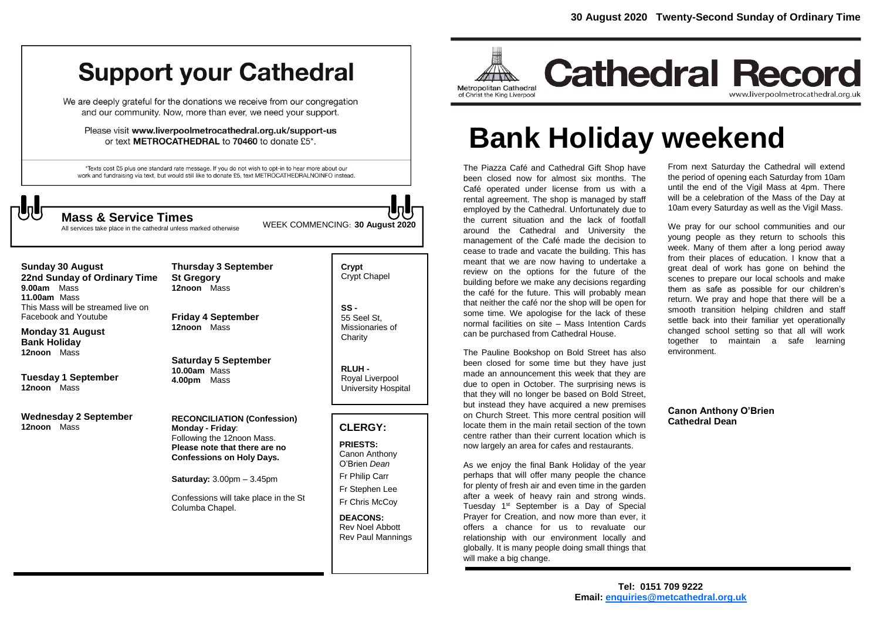# Support your Cathedral

We are deeply grateful for the donations we receive from our congregation and our community. Now, more than ever, we need your support.

Please visit **www.liverpoolmetrocathedral.org.uk/support-us** or text **METROCATHEDRAL** to **70460** to donate £5*.

*Texts cost £5 plus one standard rate message. If you do not wish to opt-in to hear more about our work and fundraising via text, but would still like to donate £5, text METROCATHEDRALNOINFO instead.

## Mass & Service Times

All services take place in the cathedral unless marked otherwise

WEEK COMMENCING: **30 August 2020**

**Sunday 30 August**
**22nd Sunday of Ordinary Time**
**9.00am** Mass
**11.00am** Mass
This Mass will be streamed live on Facebook and Youtube

**Monday 31 August**
**Bank Holiday**
**12noon** Mass

**Tuesday 1 September**
**12noon** Mass

**Wednesday 2 September**
**12noon** Mass

**Thursday 3 September**
**St Gregory**
**12noon** Mass

**Friday 4 September**
**12noon** Mass

**Saturday 5 September**
**10.00am** Mass
**4.00pm** Mass

**RECONCILIATION (Confession)**
**Monday - Friday**:
Following the 12noon Mass.
**Please note that there are no Confessions on Holy Days.**

**Saturday:** 3.00pm – 3.45pm

Confessions will take place in the St Columba Chapel.

**Crypt**
Crypt Chapel

**SS -**
55 Seel St, Missionaries of Charity

**RLUH -**
Royal Liverpool University Hospital

## CLERGY:

**PRIESTS:**
Canon Anthony O'Brien *Dean*
Fr Philip Carr
Fr Stephen Lee
Fr Chris McCoy

**DEACONS:**
Rev Noel Abbott
Rev Paul Mannings

**30 August 2020 Twenty-Second Sunday of Ordinary Time**

Metropolitan Cathedral of Christ the King Liverpool

# Cathedral Record

www.liverpoolmetrocathedral.org.uk

# Bank Holiday weekend

The Piazza Café and Cathedral Gift Shop have been closed now for almost six months. The Café operated under license from us with a rental agreement. The shop is managed by staff employed by the Cathedral. Unfortunately due to the current situation and the lack of footfall around the Cathedral and University the management of the Café made the decision to cease to trade and vacate the building. This has meant that we are now having to undertake a review on the options for the future of the building before we make any decisions regarding the café for the future. This will probably mean that neither the café nor the shop will be open for some time. We apologise for the lack of these normal facilities on site – Mass Intention Cards can be purchased from Cathedral House.

The Pauline Bookshop on Bold Street has also been closed for some time but they have just made an announcement this week that they are due to open in October. The surprising news is that they will no longer be based on Bold Street, but instead they have acquired a new premises on Church Street. This more central position will locate them in the main retail section of the town centre rather than their current location which is now largely an area for cafes and restaurants.

As we enjoy the final Bank Holiday of the year perhaps that will offer many people the chance for plenty of fresh air and even time in the garden after a week of heavy rain and strong winds. Tuesday 1st September is a Day of Special Prayer for Creation, and now more than ever, it offers a chance for us to revaluate our relationship with our environment locally and globally. It is many people doing small things that will make a big change.

From next Saturday the Cathedral will extend the period of opening each Saturday from 10am until the end of the Vigil Mass at 4pm. There will be a celebration of the Mass of the Day at 10am every Saturday as well as the Vigil Mass.

We pray for our school communities and our young people as they return to schools this week. Many of them after a long period away from their places of education. I know that a great deal of work has gone on behind the scenes to prepare our local schools and make them as safe as possible for our children's return. We pray and hope that there will be a smooth transition helping children and staff settle back into their familiar yet operationally changed school setting so that all will work together to maintain a safe learning environment.

**Canon Anthony O'Brien**
**Cathedral Dean**

**Tel: 0151 709 9222**
**Email: enquiries@metcathedral.org.uk**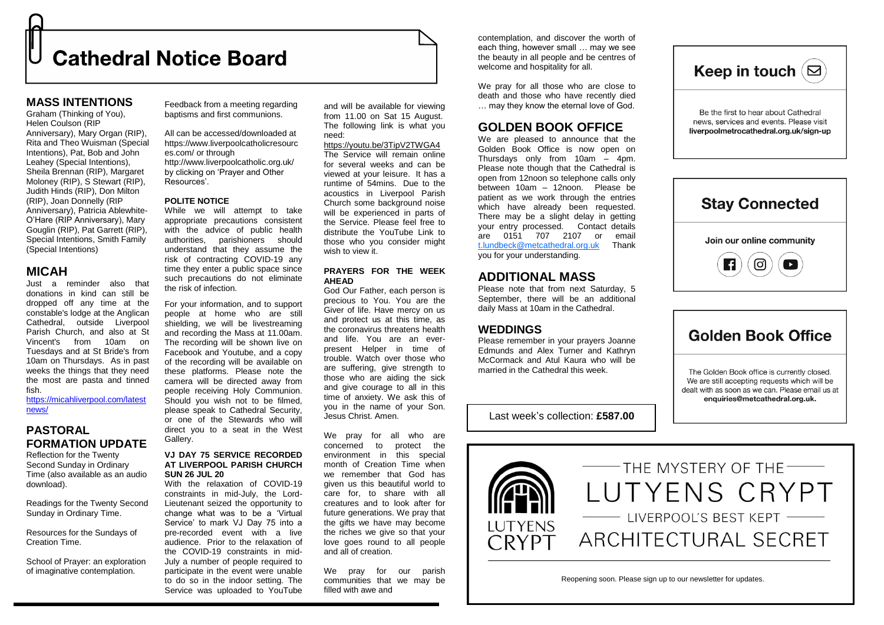# Cathedral Notice Board

## MASS INTENTIONS

Graham (Thinking of You), Helen Coulson (RIP Anniversary), Mary Organ (RIP), Rita and Theo Wuisman (Special Intentions), Pat, Bob and John Leahey (Special Intentions), Sheila Brennan (RIP), Margaret Moloney (RIP), S Stewart (RIP), Judith Hinds (RIP), Don Milton (RIP), Joan Donnelly (RIP Anniversary), Patricia Ablewhite-O'Hare (RIP Anniversary), Mary Gouglin (RIP), Pat Garrett (RIP), Special Intentions, Smith Family (Special Intentions)

## MICAH

Just a reminder also that donations in kind can still be dropped off any time at the constable's lodge at the Anglican Cathedral, outside Liverpool Parish Church, and also at St Vincent's from 10am on Tuesdays and at St Bride's from 10am on Thursdays. As in past weeks the things that they need the most are pasta and tinned fish.

https://micahliverpool.com/latestnews/

## PASTORAL FORMATION UPDATE

Reflection for the Twenty Second Sunday in Ordinary Time (also available as an audio download).

Readings for the Twenty Second Sunday in Ordinary Time.

Resources for the Sundays of Creation Time.

School of Prayer: an exploration of imaginative contemplation.

Feedback from a meeting regarding baptisms and first communions.

All can be accessed/downloaded at https://www.liverpoolcatholicresources.com/ or through http://www.liverpoolcatholic.org.uk/ by clicking on 'Prayer and Other Resources'.

### POLITE NOTICE

While we will attempt to take appropriate precautions consistent with the advice of public health authorities, parishioners should understand that they assume the risk of contracting COVID-19 any time they enter a public space since such precautions do not eliminate the risk of infection.

For your information, and to support people at home who are still shielding, we will be livestreaming and recording the Mass at 11.00am. The recording will be shown live on Facebook and Youtube, and a copy of the recording will be available on these platforms. Please note the camera will be directed away from people receiving Holy Communion. Should you wish not to be filmed, please speak to Cathedral Security, or one of the Stewards who will direct you to a seat in the West Gallery.

### VJ DAY 75 SERVICE RECORDED AT LIVERPOOL PARISH CHURCH SUN 26 JUL 20

With the relaxation of COVID-19 constraints in mid-July, the Lord-Lieutenant seized the opportunity to change what was to be a 'Virtual Service' to mark VJ Day 75 into a pre-recorded event with a live audience. Prior to the relaxation of the COVID-19 constraints in mid-July a number of people required to participate in the event were unable to do so in the indoor setting. The Service was uploaded to YouTube and will be available for viewing from 11.00 on Sat 15 August. The following link is what you need:

https://youtu.be/3TipV2TWGA4

The Service will remain online for several weeks and can be viewed at your leisure. It has a runtime of 54mins. Due to the acoustics in Liverpool Parish Church some background noise will be experienced in parts of the Service. Please feel free to distribute the YouTube Link to those who you consider might wish to view it.

### PRAYERS FOR THE WEEK AHEAD

God Our Father, each person is precious to You. You are the Giver of life. Have mercy on us and protect us at this time, as the coronavirus threatens health and life. You are an ever-present Helper in time of trouble. Watch over those who are suffering, give strength to those who are aiding the sick and give courage to all in this time of anxiety. We ask this of you in the name of your Son. Jesus Christ. Amen.

We pray for all who are concerned to protect the environment in this special month of Creation Time when we remember that God has given us this beautiful world to care for, to share with all creatures and to look after for future generations. We pray that the gifts we have may become the riches we give so that your love goes round to all people and all of creation.

We pray for our parish communities that we may be filled with awe and contemplation, and discover the worth of each thing, however small … may we see the beauty in all people and be centres of welcome and hospitality for all.

We pray for all those who are close to death and those who have recently died … may they know the eternal love of God.

## GOLDEN BOOK OFFICE

We are pleased to announce that the Golden Book Office is now open on Thursdays only from 10am – 4pm. Please note though that the Cathedral is open from 12noon so telephone calls only between 10am – 12noon. Please be patient as we work through the entries which have already been requested. There may be a slight delay in getting your entry processed. Contact details are 0151 707 2107 or email t.lundbeck@metcathedral.org.uk Thank you for your understanding.

## ADDITIONAL MASS

Please note that from next Saturday, 5 September, there will be an additional daily Mass at 10am in the Cathedral.

## WEDDINGS

Please remember in your prayers Joanne Edmunds and Alex Turner and Kathryn McCormack and Atul Kaura who will be married in the Cathedral this week.

Last week's collection: **£587.00**

## Keep in touch

Be the first to hear about Cathedral news, services and events. Please visit **liverpoolmetrocathedral.org.uk/sign-up**

## Stay Connected

Join our online community

## Golden Book Office

The Golden Book office is currently closed. We are still accepting requests which will be dealt with as soon as we can. Please email us at **enquiries@metcathedral.org.uk.**

LUTYENS CRYPT

THE MYSTERY OF THE LUTYENS CRYPT – LIVERPOOL'S BEST KEPT ARCHITECTURAL SECRET

Reopening soon. Please sign up to our newsletter for updates.